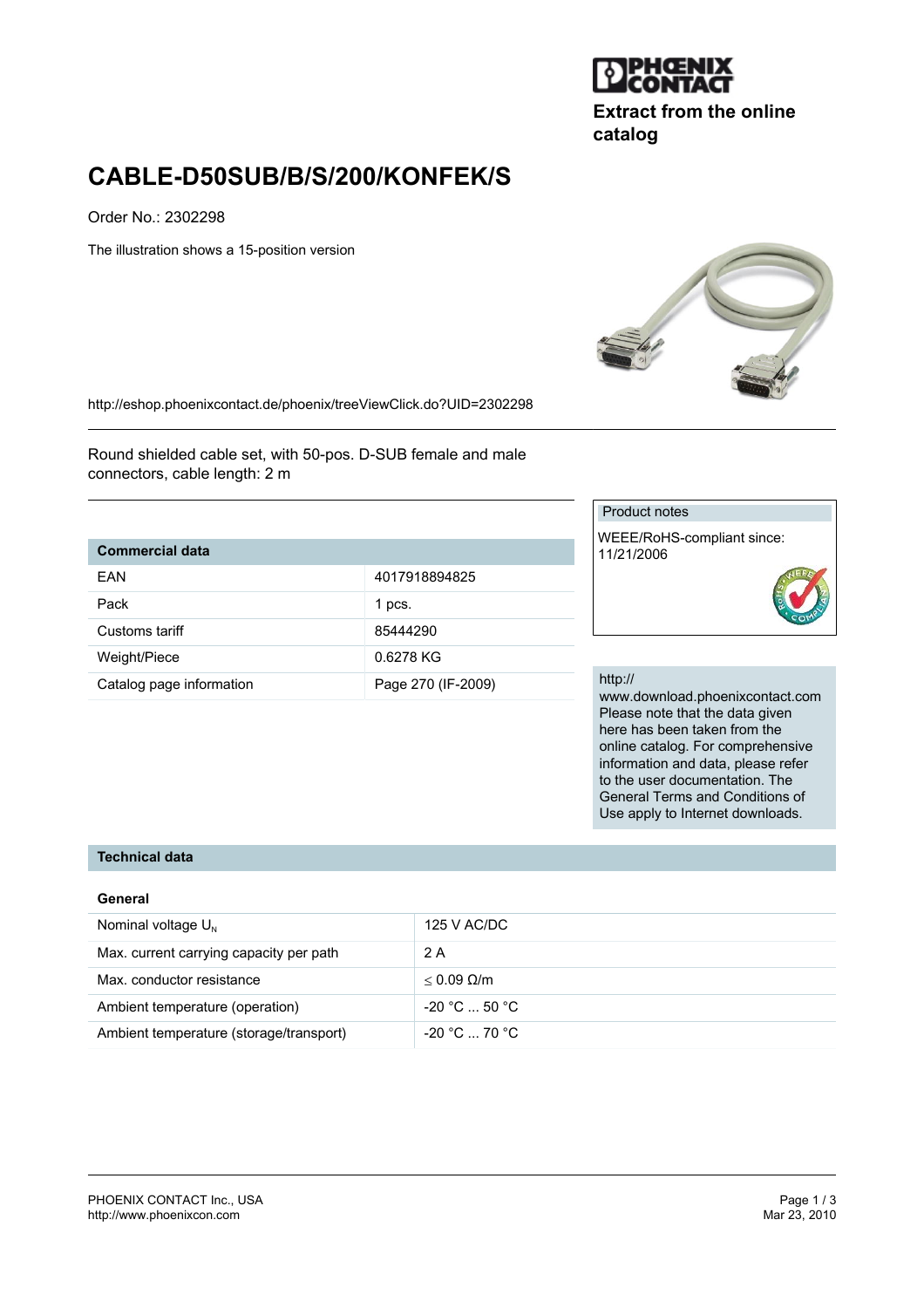Extract from the online catalog

# CABLE-D50SUB/B/S/200/KONFEK/S

Order No.: 2302298

The illustration shows a 15-position version

http://eshop.phoenixcontact.de/phoenix/treeViewClick.do?UID=2302298

Round shielded cable set, with 50-pos. D-SUB female and male connectors, cable length: 2 m

| Commercial data | |
|---|---|
| EAN | 4017918894825 |
| Pack | 1 pcs. |
| Customs tariff | 85444290 |
| Weight/Piece | 0.6278 KG |
| Catalog page information | Page 270 (IF-2009) |

Product notes

WEEE/RoHS-compliant since: 11/21/2006

http://www.download.phoenixcontact.com Please note that the data given here has been taken from the online catalog. For comprehensive information and data, please refer to the user documentation. The General Terms and Conditions of Use apply to Internet downloads.

## Technical data

### General

| | |
|---|---|
| Nominal voltage $U_N$ | 125 V AC/DC |
| Max. current carrying capacity per path | 2 A |
| Max. conductor resistance | ≤ 0.09 Ω/m |
| Ambient temperature (operation) | -20 °C ... 50 °C |
| Ambient temperature (storage/transport) | -20 °C ... 70 °C |

PHOENIX CONTACT Inc., USA
http://www.phoenixcon.com

Mar 23, 2010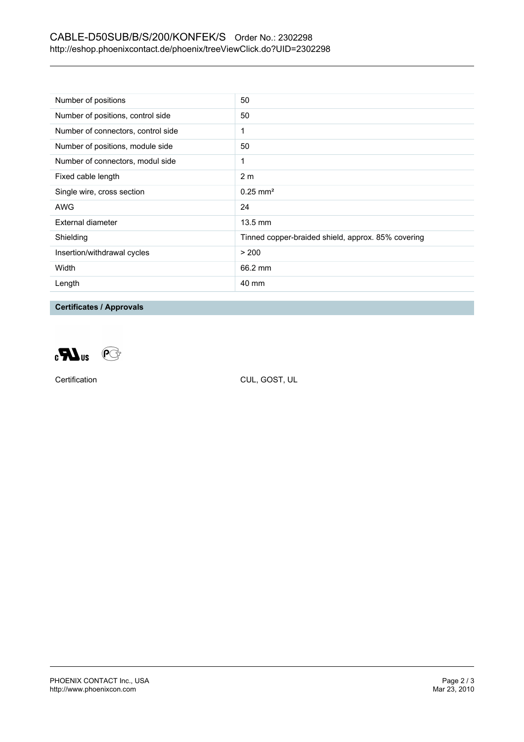| Number of positions | 50 |
| --- | --- |
| Number of positions, control side | 50 |
| Number of connectors, control side | 1 |
| Number of positions, module side | 50 |
| Number of connectors, modul side | 1 |
| Fixed cable length | 2 m |
| Single wire, cross section | 0.25 mm² |
| AWG | 24 |
| External diameter | 13.5 mm |
| Shielding | Tinned copper-braided shield, approx. 85% covering |
| Insertion/withdrawal cycles | > 200 |
| Width | 66.2 mm |
| Length | 40 mm |

## Certificates / Approvals

Certification CUL, GOST, UL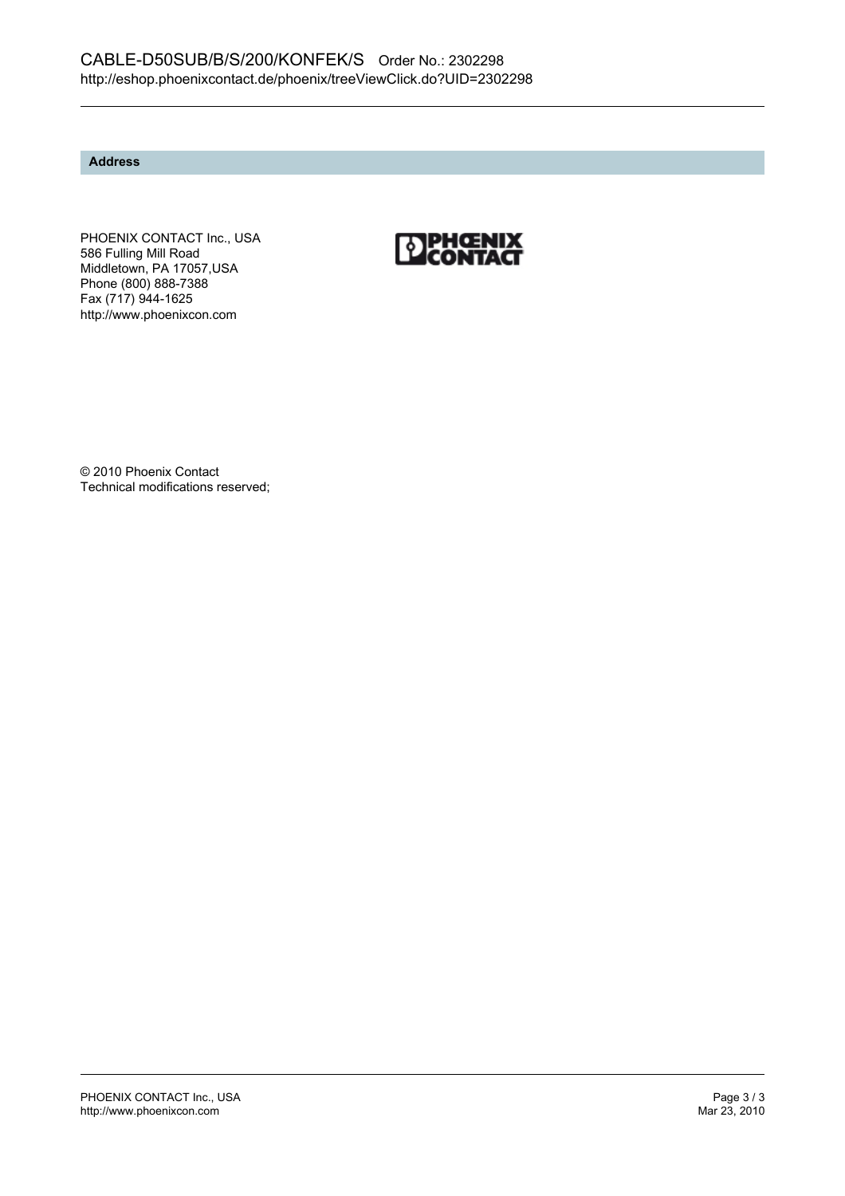## Address

PHOENIX CONTACT Inc., USA
586 Fulling Mill Road
Middletown, PA 17057,USA
Phone (800) 888-7388
Fax (717) 944-1625
http://www.phoenixcon.com

© 2010 Phoenix Contact
Technical modifications reserved;